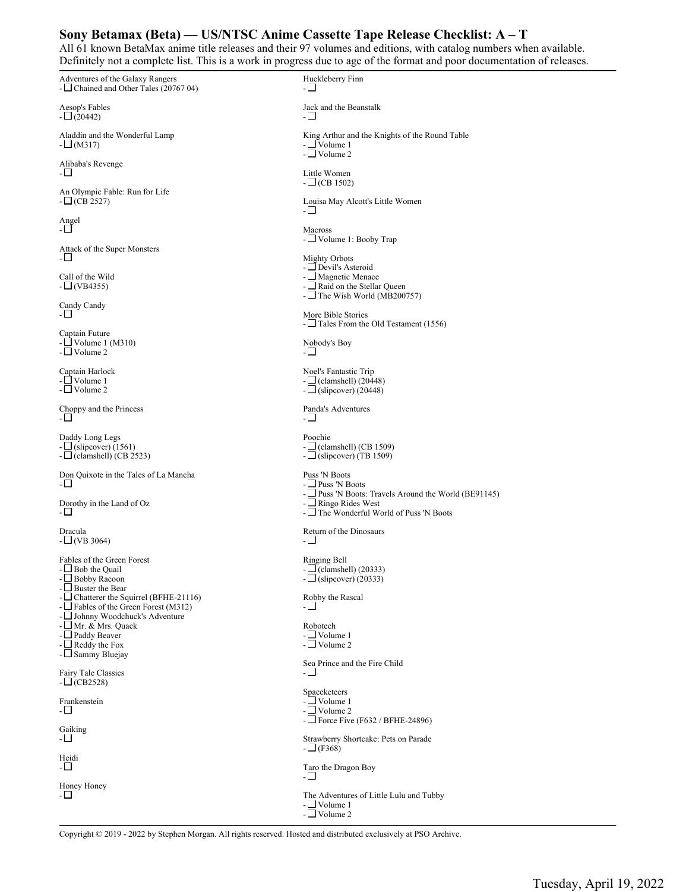# Sony Betamax (Beta) — US/NTSC Anime Cassette Tape Release Checklist: A – T

All 61 known BetaMax anime title releases and their 97 volumes and editions, with catalog numbers when available. Definitely not a complete list. This is a work in progress due to age of the format and poor documentation of releases.

Adventures of the Galaxy Rangers
- ❑ Chained and Other Tales (20767 04)

Aesop's Fables
- ❑ (20442)

Aladdin and the Wonderful Lamp
- ❑ (M317)

Alibaba's Revenge
- ❑

An Olympic Fable: Run for Life
- ❑ (CB 2527)

Angel
- ❑

Attack of the Super Monsters
- ❑

Call of the Wild
- ❑ (VB4355)

Candy Candy
- ❑

Captain Future
- ❑ Volume 1 (M310)
- ❑ Volume 2

Captain Harlock
- ❑ Volume 1
- ❑ Volume 2

Choppy and the Princess
- ❑

Daddy Long Legs
- ❑ (slipcover) (1561)
- ❑ (clamshell) (CB 2523)

Don Quixote in the Tales of La Mancha
- ❑

Dorothy in the Land of Oz
- ❑

Dracula
- ❑ (VB 3064)

Fables of the Green Forest
- ❑ Bob the Quail
- ❑ Bobby Racoon
- ❑ Buster the Bear
- ❑ Chatterer the Squirrel (BFHE-21116)
- ❑ Fables of the Green Forest (M312)
- ❑ Johnny Woodchuck's Adventure
- ❑ Mr. & Mrs. Quack
- ❑ Paddy Beaver
- ❑ Reddy the Fox
- ❑ Sammy Bluejay

Fairy Tale Classics
- ❑ (CB2528)

Frankenstein
- ❑

Gaiking
- ❑

Heidi
- ❑

Honey Honey
- ❑

Huckleberry Finn
- ❑

Jack and the Beanstalk
- ❑

King Arthur and the Knights of the Round Table
- ❑ Volume 1
- ❑ Volume 2

Little Women
- ❑ (CB 1502)

Louisa May Alcott's Little Women
- ❑

Macross
- ❑ Volume 1: Booby Trap

Mighty Orbots
- ❑ Devil's Asteroid
- ❑ Magnetic Menace
- ❑ Raid on the Stellar Queen
- ❑ The Wish World (MB200757)

More Bible Stories
- ❑ Tales From the Old Testament (1556)

Nobody's Boy
- ❑

Noel's Fantastic Trip
- ❑ (clamshell) (20448)
- ❑ (slipcover) (20448)

Panda's Adventures
- ❑

Poochie
- ❑ (clamshell) (CB 1509)
- ❑ (slipcover) (TB 1509)

Puss 'N Boots
- ❑ Puss 'N Boots
- ❑ Puss 'N Boots: Travels Around the World (BE91145)
- ❑ Ringo Rides West
- ❑ The Wonderful World of Puss 'N Boots

Return of the Dinosaurs
- ❑

Ringing Bell
- ❑ (clamshell) (20333)
- ❑ (slipcover) (20333)

Robby the Rascal
- ❑

Robotech
- ❑ Volume 1
- ❑ Volume 2

Sea Prince and the Fire Child
- ❑

Spaceketeers
- ❑ Volume 1
- ❑ Volume 2
- ❑ Force Five (F632 / BFHE-24896)

Strawberry Shortcake: Pets on Parade
- ❑ (F368)

Taro the Dragon Boy
- ❑

The Adventures of Little Lulu and Tubby
- ❑ Volume 1
- ❑ Volume 2

Copyright © 2019 - 2022 by Stephen Morgan. All rights reserved. Hosted and distributed exclusively at PSO Archive.

Tuesday, April 19, 2022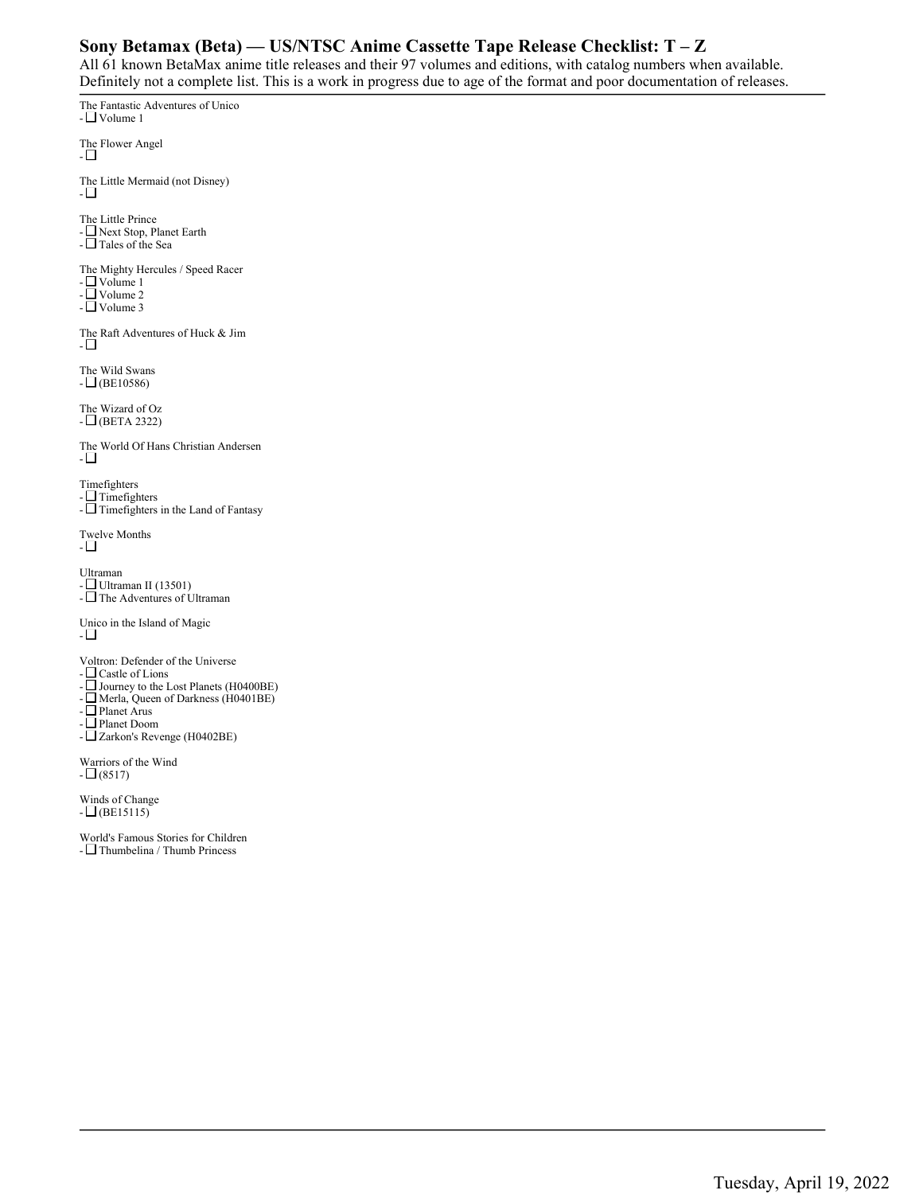## Sony Betamax (Beta) — US/NTSC Anime Cassette Tape Release Checklist: T – Z

All 61 known BetaMax anime title releases and their 97 volumes and editions, with catalog numbers when available. Definitely not a complete list. This is a work in progress due to age of the format and poor documentation of releases.

The Fantastic Adventures of Unico
- ☐ Volume 1

The Flower Angel
- ☐

The Little Mermaid (not Disney)
- ☐

The Little Prince
- ☐ Next Stop, Planet Earth
- ☐ Tales of the Sea

The Mighty Hercules / Speed Racer
- ☐ Volume 1
- ☐ Volume 2
- ☐ Volume 3

The Raft Adventures of Huck & Jim
- ☐

The Wild Swans
- ☐ (BE10586)

The Wizard of Oz
- ☐ (BETA 2322)

The World Of Hans Christian Andersen
- ☐

Timefighters
- ☐ Timefighters
- ☐ Timefighters in the Land of Fantasy

Twelve Months
- ☐

Ultraman
- ☐ Ultraman II (13501)
- ☐ The Adventures of Ultraman

Unico in the Island of Magic
- ☐

Voltron: Defender of the Universe
- ☐ Castle of Lions
- ☐ Journey to the Lost Planets (H0400BE)
- ☐ Merla, Queen of Darkness (H0401BE)
- ☐ Planet Arus
- ☐ Planet Doom
- ☐ Zarkon's Revenge (H0402BE)

Warriors of the Wind
- ☐ (8517)

Winds of Change
- ☐ (BE15115)

World's Famous Stories for Children
- ☐ Thumbelina / Thumb Princess

Tuesday, April 19, 2022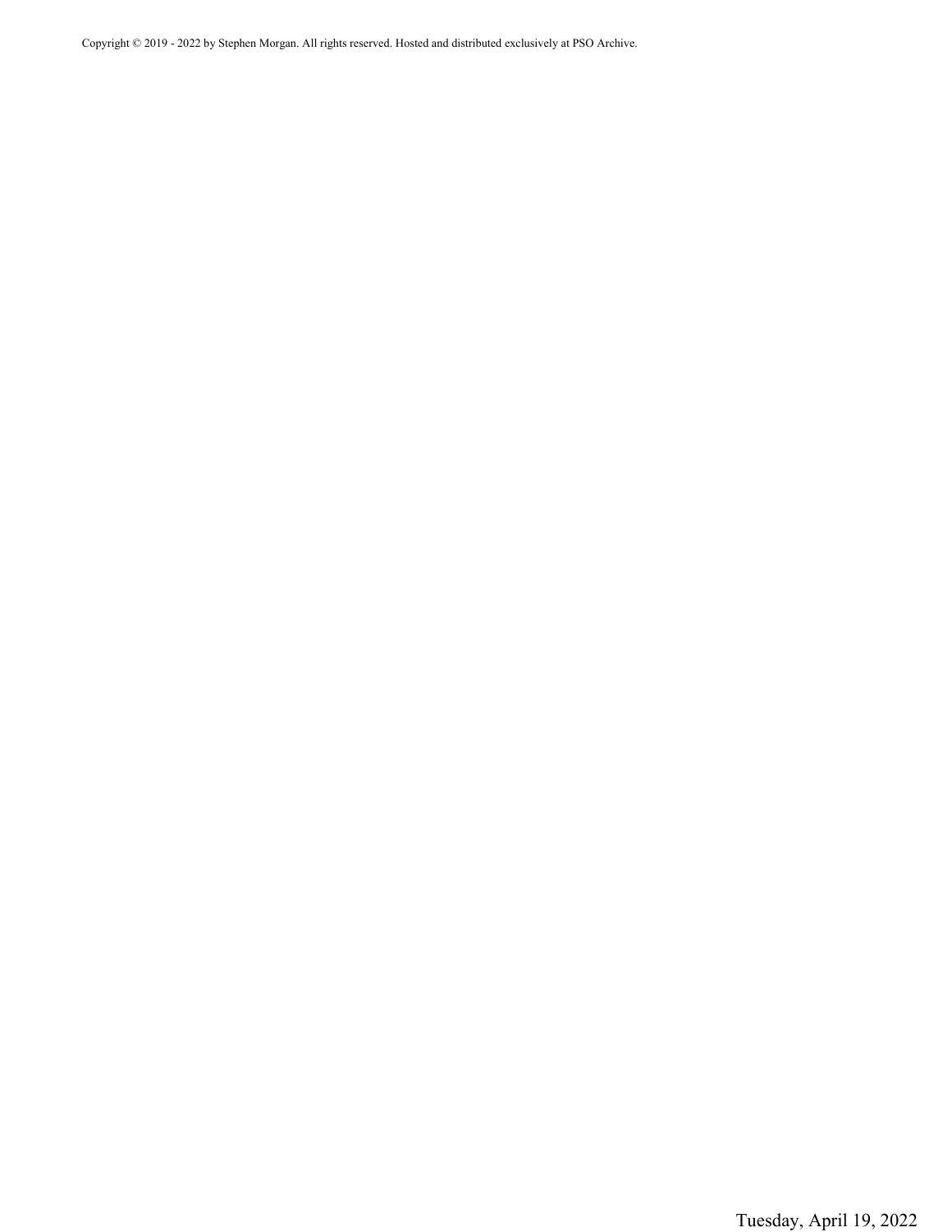Copyright © 2019 - 2022 by Stephen Morgan. All rights reserved. Hosted and distributed exclusively at PSO Archive.

Tuesday, April 19, 2022